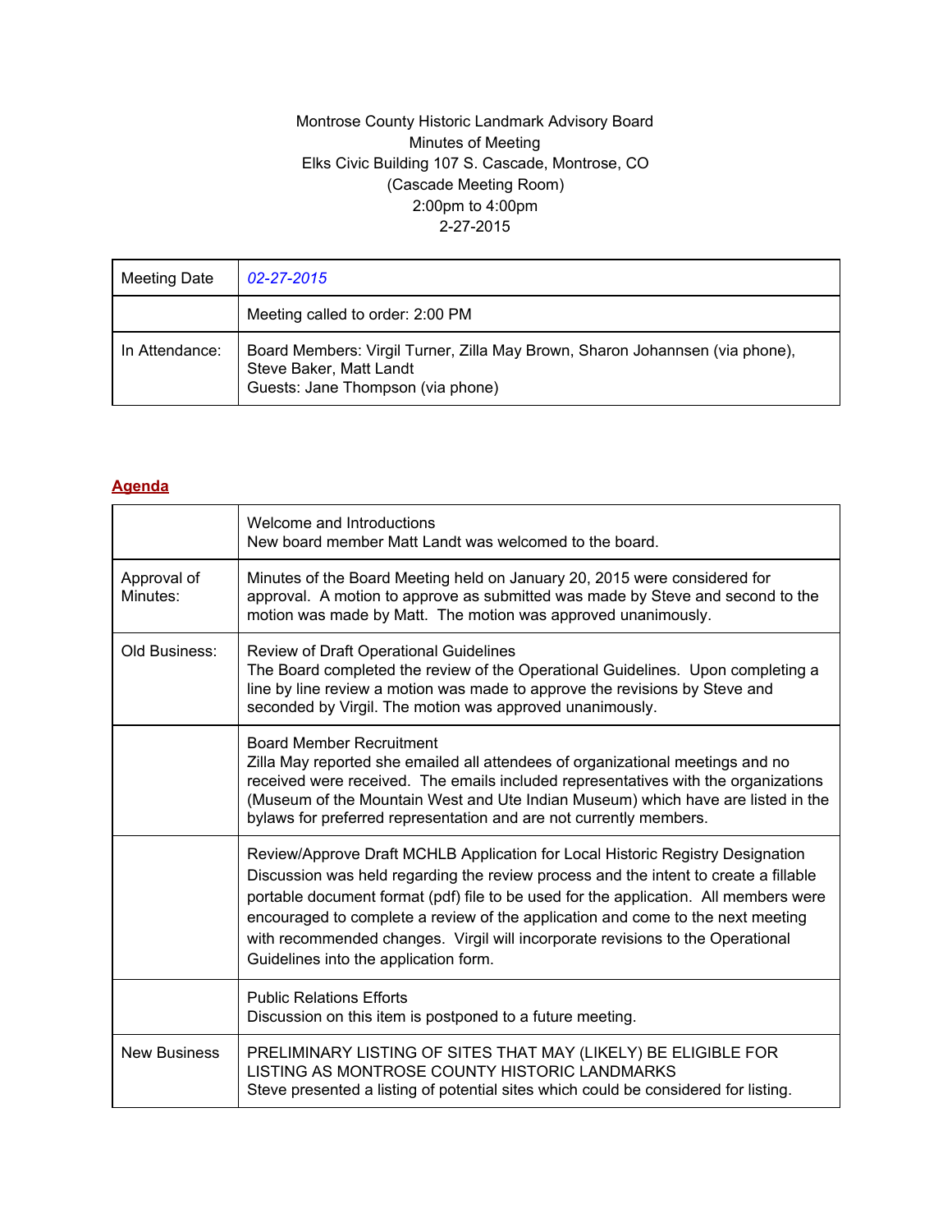Montrose County Historic Landmark Advisory Board
Minutes of Meeting
Elks Civic Building 107 S. Cascade, Montrose, CO
(Cascade Meeting Room)
2:00pm to 4:00pm
2-27-2015

| Meeting Date | *02-27-2015* |
|---|---|
| | Meeting called to order: 2:00 PM |
| In Attendance: | Board Members: Virgil Turner, Zilla May Brown, Sharon Johannsen (via phone), Steve Baker, Matt Landt<br>Guests: Jane Thompson (via phone) |

## Agenda

| | |
|---|---|
| | Welcome and Introductions<br>New board member Matt Landt was welcomed to the board. |
| Approval of Minutes: | Minutes of the Board Meeting held on January 20, 2015 were considered for approval. A motion to approve as submitted was made by Steve and second to the motion was made by Matt. The motion was approved unanimously. |
| Old Business: | Review of Draft Operational Guidelines<br>The Board completed the review of the Operational Guidelines. Upon completing a line by line review a motion was made to approve the revisions by Steve and seconded by Virgil. The motion was approved unanimously. |
| | Board Member Recruitment<br>Zilla May reported she emailed all attendees of organizational meetings and no received were received. The emails included representatives with the organizations (Museum of the Mountain West and Ute Indian Museum) which have are listed in the bylaws for preferred representation and are not currently members. |
| | Review/Approve Draft MCHLB Application for Local Historic Registry Designation<br>Discussion was held regarding the review process and the intent to create a fillable portable document format (pdf) file to be used for the application. All members were encouraged to complete a review of the application and come to the next meeting with recommended changes. Virgil will incorporate revisions to the Operational Guidelines into the application form. |
| | Public Relations Efforts<br>Discussion on this item is postponed to a future meeting. |
| New Business | PRELIMINARY LISTING OF SITES THAT MAY (LIKELY) BE ELIGIBLE FOR LISTING AS MONTROSE COUNTY HISTORIC LANDMARKS<br>Steve presented a listing of potential sites which could be considered for listing. |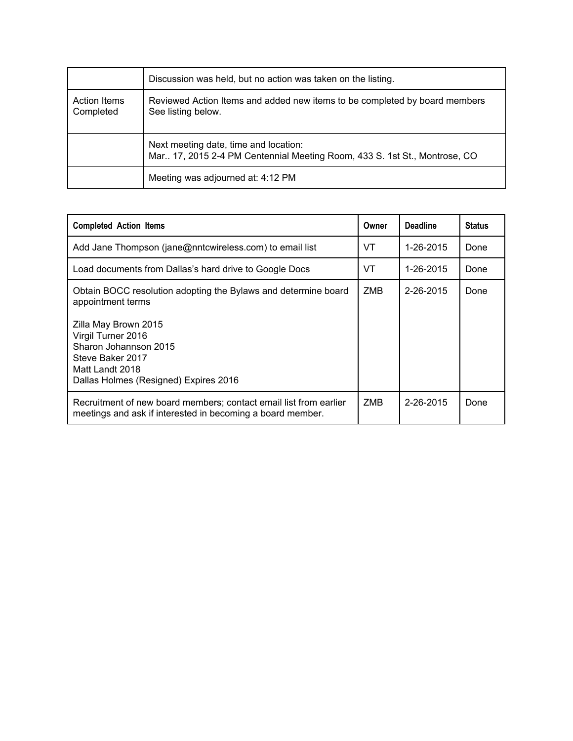| | |
|---|---|
| | Discussion was held, but no action was taken on the listing. |
| Action Items Completed | Reviewed Action Items and added new items to be completed by board members See listing below. |
| | Next meeting date, time and location:<br>Mar.. 17, 2015 2-4 PM Centennial Meeting Room, 433 S. 1st St., Montrose, CO |
| | Meeting was adjourned at: 4:12 PM |

| **Completed Action Items** | **Owner** | **Deadline** | **Status** |
|---|---|---|---|
| Add Jane Thompson (jane@nntcwireless.com) to email list | VT | 1-26-2015 | Done |
| Load documents from Dallas's hard drive to Google Docs | VT | 1-26-2015 | Done |
| Obtain BOCC resolution adopting the Bylaws and determine board appointment terms<br><br>Zilla May Brown 2015<br>Virgil Turner 2016<br>Sharon Johannson 2015<br>Steve Baker 2017<br>Matt Landt 2018<br>Dallas Holmes (Resigned) Expires 2016 | ZMB | 2-26-2015 | Done |
| Recruitment of new board members; contact email list from earlier meetings and ask if interested in becoming a board member. | ZMB | 2-26-2015 | Done |